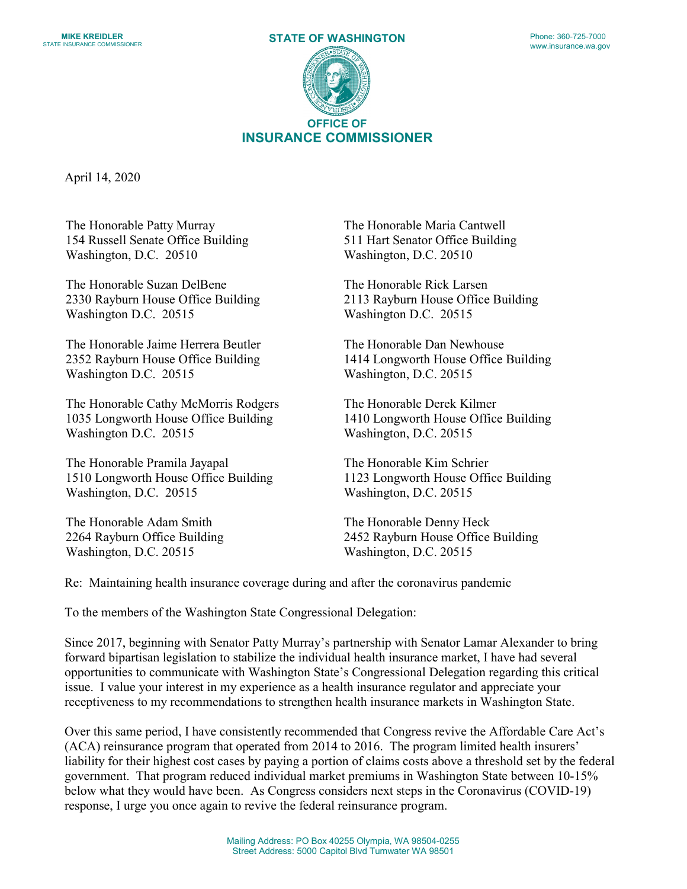MIKE KREIDLER
STATE INSURANCE COMMISSIONER

STATE OF WASHINGTON

Phone: 360-725-7000
www.insurance.wa.gov

OFFICE OF
INSURANCE COMMISSIONER

April 14, 2020

The Honorable Patty Murray
154 Russell Senate Office Building
Washington, D.C. 20510

The Honorable Maria Cantwell
511 Hart Senator Office Building
Washington, D.C. 20510

The Honorable Suzan DelBene
2330 Rayburn House Office Building
Washington D.C. 20515

The Honorable Rick Larsen
2113 Rayburn House Office Building
Washington D.C. 20515

The Honorable Jaime Herrera Beutler
2352 Rayburn House Office Building
Washington D.C. 20515

The Honorable Dan Newhouse
1414 Longworth House Office Building
Washington, D.C. 20515

The Honorable Cathy McMorris Rodgers
1035 Longworth House Office Building
Washington D.C. 20515

The Honorable Derek Kilmer
1410 Longworth House Office Building
Washington, D.C. 20515

The Honorable Pramila Jayapal
1510 Longworth House Office Building
Washington, D.C. 20515

The Honorable Kim Schrier
1123 Longworth House Office Building
Washington, D.C. 20515

The Honorable Adam Smith
2264 Rayburn Office Building
Washington, D.C. 20515

The Honorable Denny Heck
2452 Rayburn House Office Building
Washington, D.C. 20515

Re: Maintaining health insurance coverage during and after the coronavirus pandemic

To the members of the Washington State Congressional Delegation:

Since 2017, beginning with Senator Patty Murray's partnership with Senator Lamar Alexander to bring forward bipartisan legislation to stabilize the individual health insurance market, I have had several opportunities to communicate with Washington State's Congressional Delegation regarding this critical issue. I value your interest in my experience as a health insurance regulator and appreciate your receptiveness to my recommendations to strengthen health insurance markets in Washington State.

Over this same period, I have consistently recommended that Congress revive the Affordable Care Act's (ACA) reinsurance program that operated from 2014 to 2016. The program limited health insurers' liability for their highest cost cases by paying a portion of claims costs above a threshold set by the federal government. That program reduced individual market premiums in Washington State between 10-15% below what they would have been. As Congress considers next steps in the Coronavirus (COVID-19) response, I urge you once again to revive the federal reinsurance program.

Mailing Address: PO Box 40255 Olympia, WA 98504-0255
Street Address: 5000 Capitol Blvd Tumwater WA 98501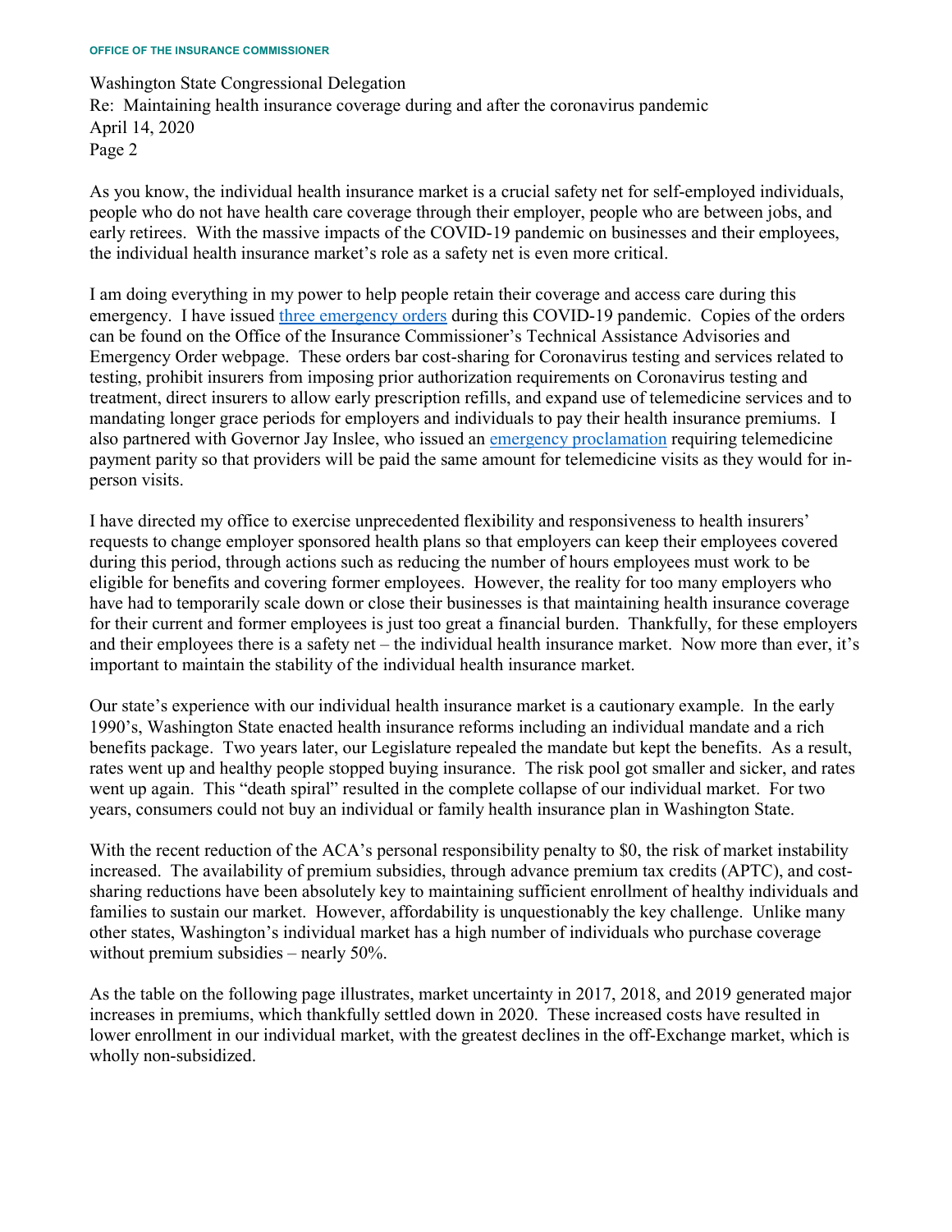As you know, the individual health insurance market is a crucial safety net for self-employed individuals, people who do not have health care coverage through their employer, people who are between jobs, and early retirees. With the massive impacts of the COVID-19 pandemic on businesses and their employees, the individual health insurance market's role as a safety net is even more critical.

I am doing everything in my power to help people retain their coverage and access care during this emergency. I have issued three emergency orders during this COVID-19 pandemic. Copies of the orders can be found on the Office of the Insurance Commissioner's Technical Assistance Advisories and Emergency Order webpage. These orders bar cost-sharing for Coronavirus testing and services related to testing, prohibit insurers from imposing prior authorization requirements on Coronavirus testing and treatment, direct insurers to allow early prescription refills, and expand use of telemedicine services and to mandating longer grace periods for employers and individuals to pay their health insurance premiums. I also partnered with Governor Jay Inslee, who issued an emergency proclamation requiring telemedicine payment parity so that providers will be paid the same amount for telemedicine visits as they would for in-person visits.

I have directed my office to exercise unprecedented flexibility and responsiveness to health insurers' requests to change employer sponsored health plans so that employers can keep their employees covered during this period, through actions such as reducing the number of hours employees must work to be eligible for benefits and covering former employees. However, the reality for too many employers who have had to temporarily scale down or close their businesses is that maintaining health insurance coverage for their current and former employees is just too great a financial burden. Thankfully, for these employers and their employees there is a safety net – the individual health insurance market. Now more than ever, it's important to maintain the stability of the individual health insurance market.

Our state's experience with our individual health insurance market is a cautionary example. In the early 1990's, Washington State enacted health insurance reforms including an individual mandate and a rich benefits package. Two years later, our Legislature repealed the mandate but kept the benefits. As a result, rates went up and healthy people stopped buying insurance. The risk pool got smaller and sicker, and rates went up again. This "death spiral" resulted in the complete collapse of our individual market. For two years, consumers could not buy an individual or family health insurance plan in Washington State.

With the recent reduction of the ACA's personal responsibility penalty to $0, the risk of market instability increased. The availability of premium subsidies, through advance premium tax credits (APTC), and cost-sharing reductions have been absolutely key to maintaining sufficient enrollment of healthy individuals and families to sustain our market. However, affordability is unquestionably the key challenge. Unlike many other states, Washington's individual market has a high number of individuals who purchase coverage without premium subsidies – nearly 50%.

As the table on the following page illustrates, market uncertainty in 2017, 2018, and 2019 generated major increases in premiums, which thankfully settled down in 2020. These increased costs have resulted in lower enrollment in our individual market, with the greatest declines in the off-Exchange market, which is wholly non-subsidized.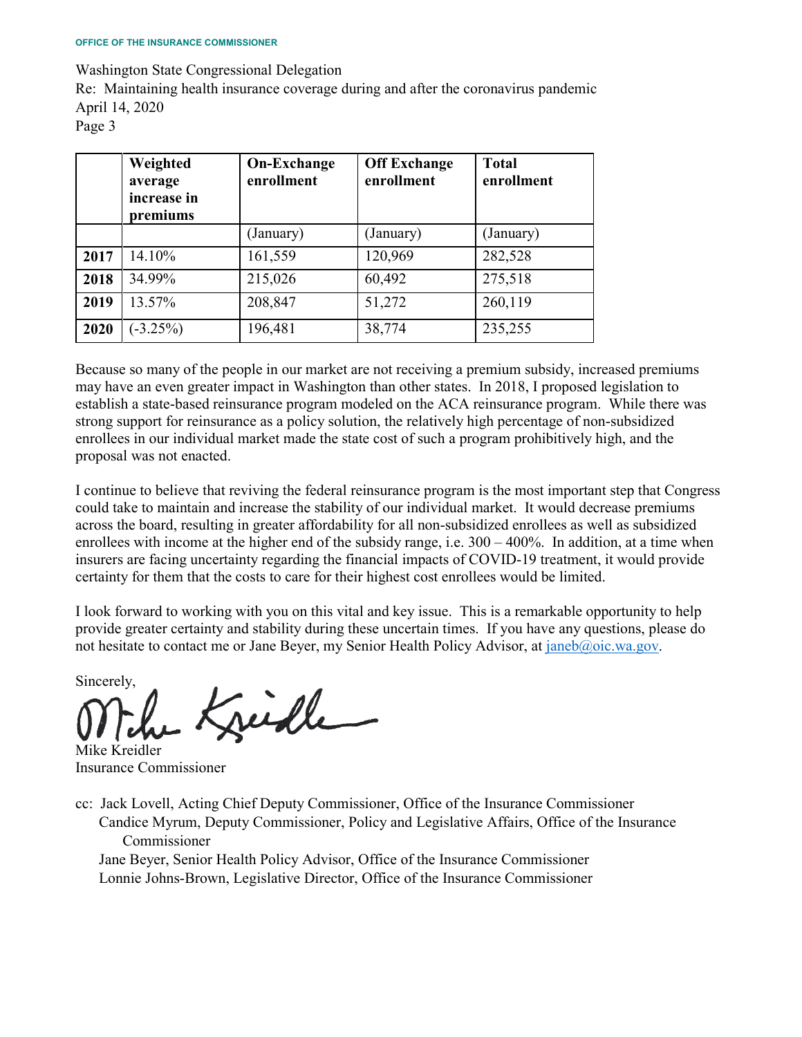| | Weighted average increase in premiums | On-Exchange enrollment | Off Exchange enrollment | Total enrollment |
|---|---|---|---|---|
| | | (January) | (January) | (January) |
| **2017** | 14.10% | 161,559 | 120,969 | 282,528 |
| **2018** | 34.99% | 215,026 | 60,492 | 275,518 |
| **2019** | 13.57% | 208,847 | 51,272 | 260,119 |
| **2020** | (-3.25%) | 196,481 | 38,774 | 235,255 |

Because so many of the people in our market are not receiving a premium subsidy, increased premiums may have an even greater impact in Washington than other states. In 2018, I proposed legislation to establish a state-based reinsurance program modeled on the ACA reinsurance program. While there was strong support for reinsurance as a policy solution, the relatively high percentage of non-subsidized enrollees in our individual market made the state cost of such a program prohibitively high, and the proposal was not enacted.

I continue to believe that reviving the federal reinsurance program is the most important step that Congress could take to maintain and increase the stability of our individual market. It would decrease premiums across the board, resulting in greater affordability for all non-subsidized enrollees as well as subsidized enrollees with income at the higher end of the subsidy range, i.e. 300 – 400%. In addition, at a time when insurers are facing uncertainty regarding the financial impacts of COVID-19 treatment, it would provide certainty for them that the costs to care for their highest cost enrollees would be limited.

I look forward to working with you on this vital and key issue. This is a remarkable opportunity to help provide greater certainty and stability during these uncertain times. If you have any questions, please do not hesitate to contact me or Jane Beyer, my Senior Health Policy Advisor, at janeb@oic.wa.gov.

Sincerely,

Mike Kreidler
Insurance Commissioner

cc: Jack Lovell, Acting Chief Deputy Commissioner, Office of the Insurance Commissioner
Candice Myrum, Deputy Commissioner, Policy and Legislative Affairs, Office of the Insurance Commissioner
Jane Beyer, Senior Health Policy Advisor, Office of the Insurance Commissioner
Lonnie Johns-Brown, Legislative Director, Office of the Insurance Commissioner